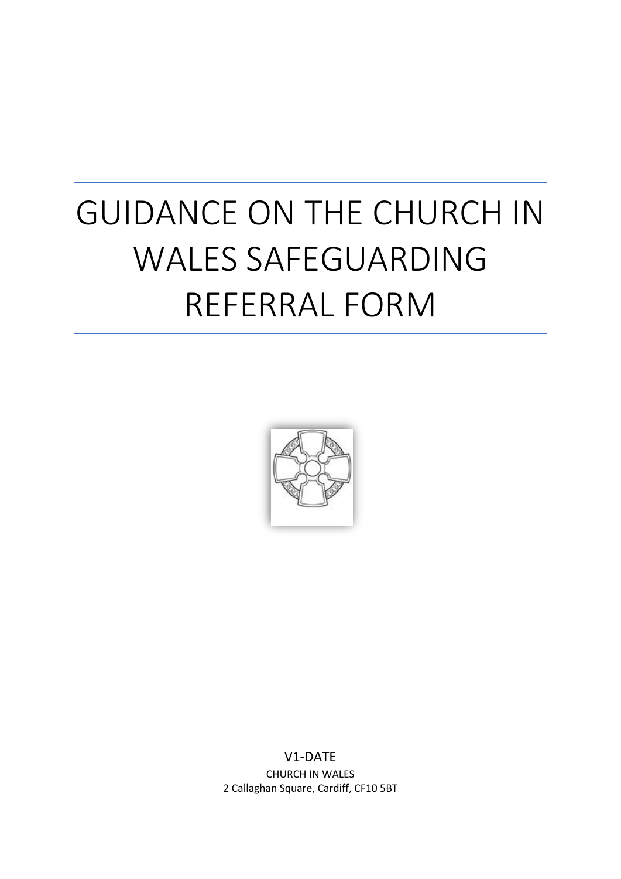# GUIDANCE ON THE CHURCH IN WALES SAFEGUARDING REFERRAL FORM

V1-DATE

CHURCH IN WALES

2 Callaghan Square, Cardiff, CF10 5BT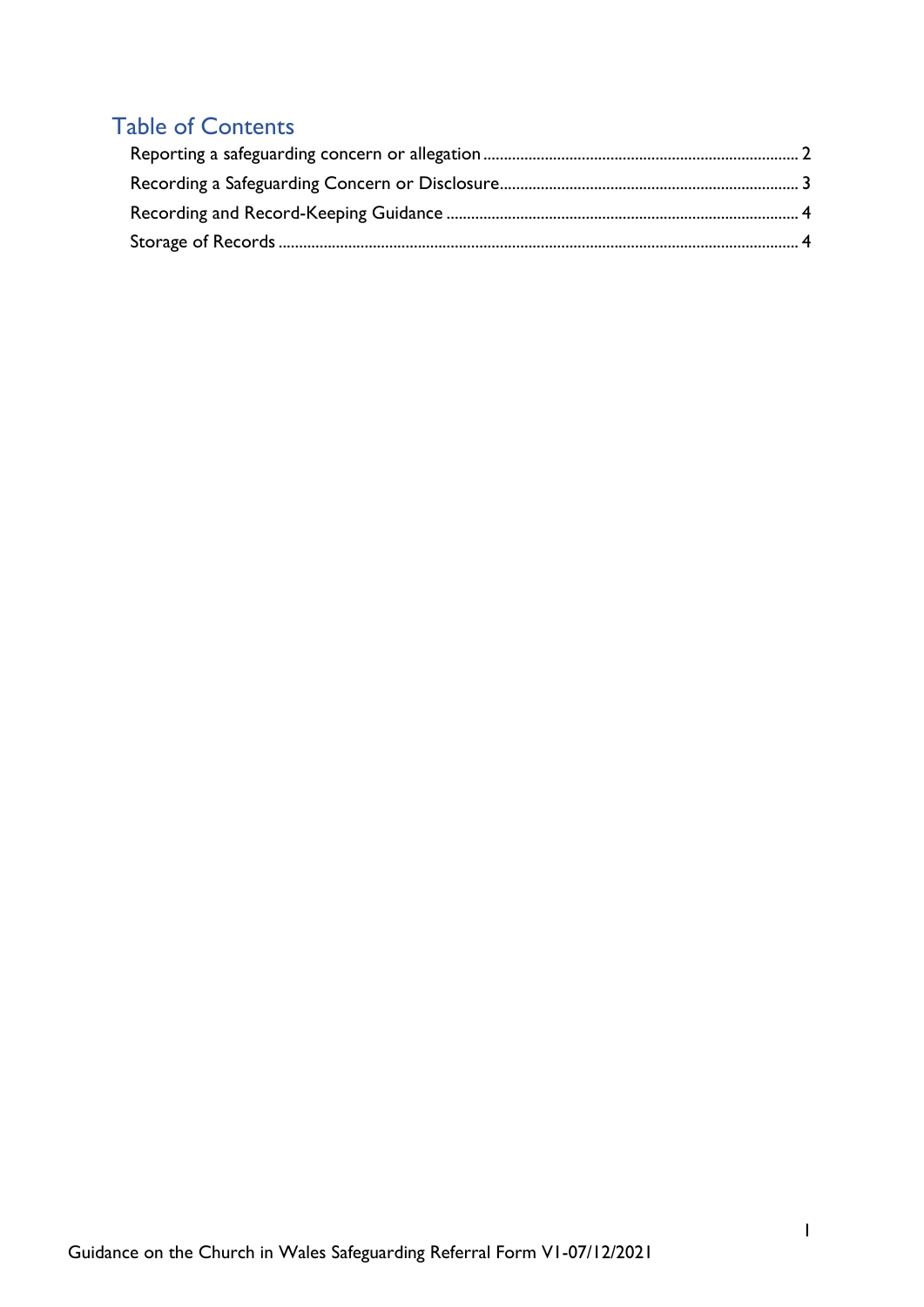## Table of Contents

Reporting a safeguarding concern or allegation ........ 2

Recording a Safeguarding Concern or Disclosure ........ 3

Recording and Record-Keeping Guidance ........ 4

Storage of Records ........ 4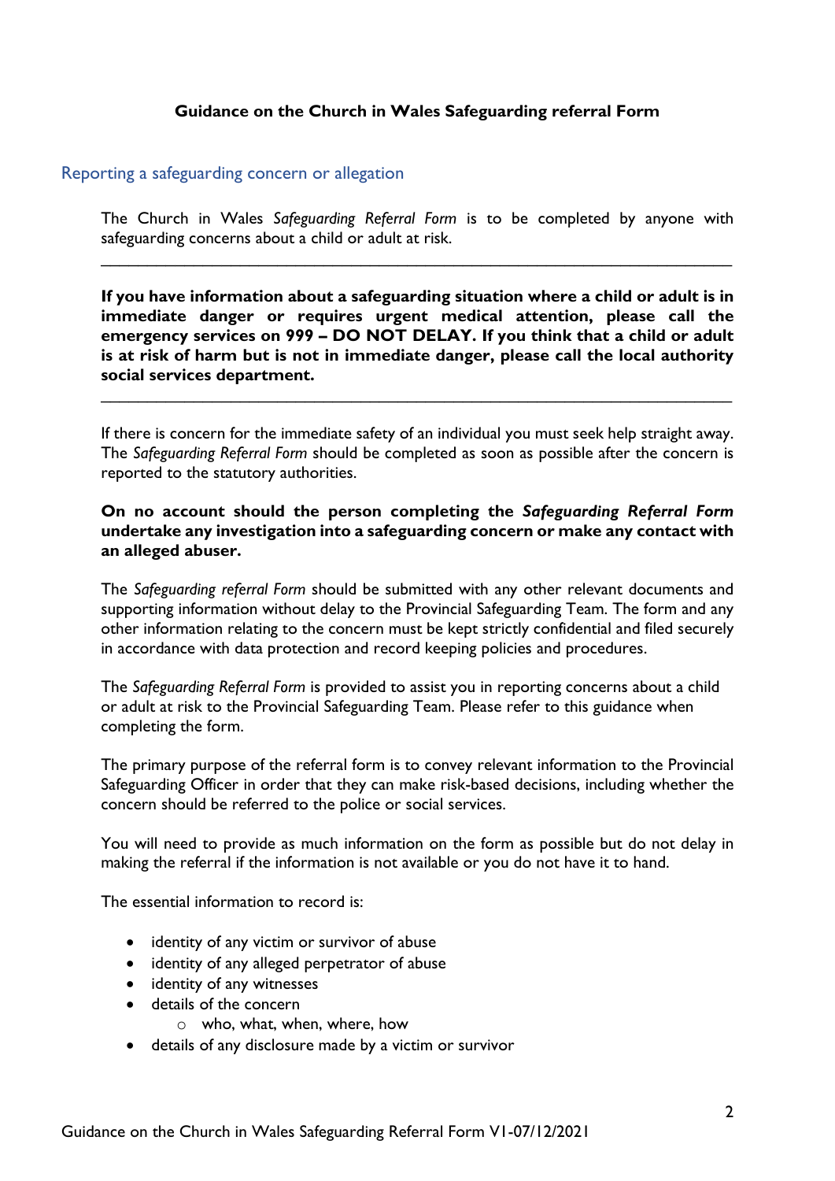**Guidance on the Church in Wales Safeguarding referral Form**

## Reporting a safeguarding concern or allegation

The Church in Wales *Safeguarding Referral Form* is to be completed by anyone with safeguarding concerns about a child or adult at risk.

---

**If you have information about a safeguarding situation where a child or adult is in immediate danger or requires urgent medical attention, please call the emergency services on 999 – DO NOT DELAY. If you think that a child or adult is at risk of harm but is not in immediate danger, please call the local authority social services department.**

---

If there is concern for the immediate safety of an individual you must seek help straight away. The *Safeguarding Referral Form* should be completed as soon as possible after the concern is reported to the statutory authorities.

**On no account should the person completing the *Safeguarding Referral Form* undertake any investigation into a safeguarding concern or make any contact with an alleged abuser.**

The *Safeguarding referral Form* should be submitted with any other relevant documents and supporting information without delay to the Provincial Safeguarding Team. The form and any other information relating to the concern must be kept strictly confidential and filed securely in accordance with data protection and record keeping policies and procedures.

The *Safeguarding Referral Form* is provided to assist you in reporting concerns about a child or adult at risk to the Provincial Safeguarding Team. Please refer to this guidance when completing the form.

The primary purpose of the referral form is to convey relevant information to the Provincial Safeguarding Officer in order that they can make risk-based decisions, including whether the concern should be referred to the police or social services.

You will need to provide as much information on the form as possible but do not delay in making the referral if the information is not available or you do not have it to hand.

The essential information to record is:

- identity of any victim or survivor of abuse
- identity of any alleged perpetrator of abuse
- identity of any witnesses
- details of the concern
  - who, what, when, where, how
- details of any disclosure made by a victim or survivor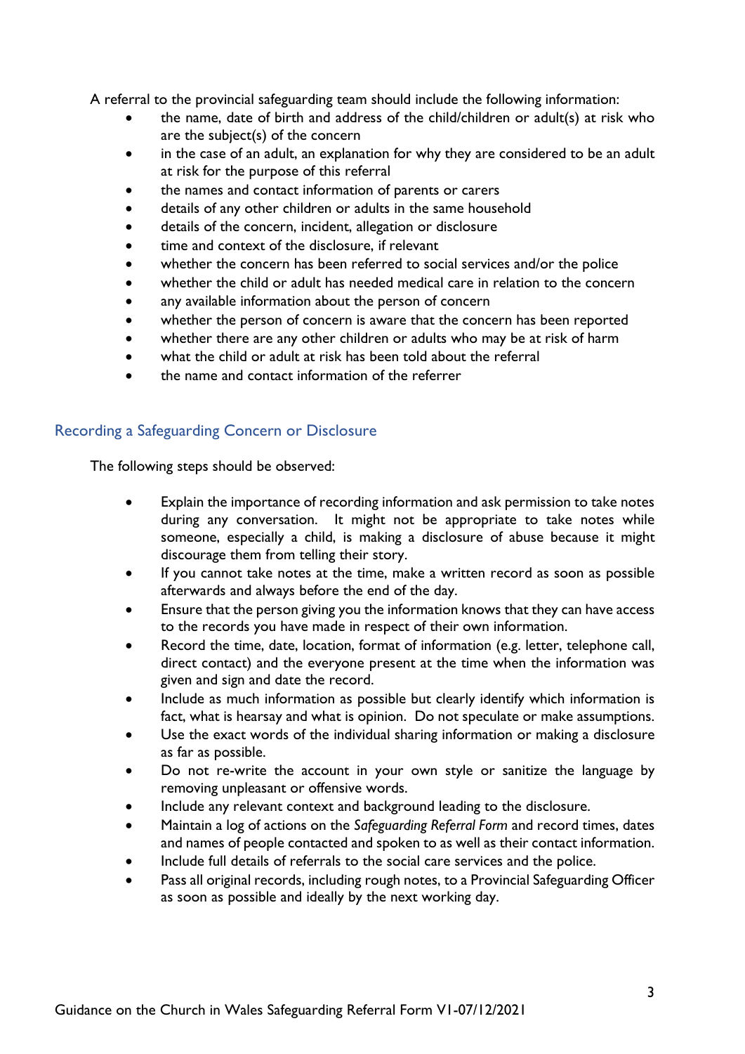A referral to the provincial safeguarding team should include the following information:

- the name, date of birth and address of the child/children or adult(s) at risk who are the subject(s) of the concern
- in the case of an adult, an explanation for why they are considered to be an adult at risk for the purpose of this referral
- the names and contact information of parents or carers
- details of any other children or adults in the same household
- details of the concern, incident, allegation or disclosure
- time and context of the disclosure, if relevant
- whether the concern has been referred to social services and/or the police
- whether the child or adult has needed medical care in relation to the concern
- any available information about the person of concern
- whether the person of concern is aware that the concern has been reported
- whether there are any other children or adults who may be at risk of harm
- what the child or adult at risk has been told about the referral
- the name and contact information of the referrer

## Recording a Safeguarding Concern or Disclosure

The following steps should be observed:

- Explain the importance of recording information and ask permission to take notes during any conversation. It might not be appropriate to take notes while someone, especially a child, is making a disclosure of abuse because it might discourage them from telling their story.
- If you cannot take notes at the time, make a written record as soon as possible afterwards and always before the end of the day.
- Ensure that the person giving you the information knows that they can have access to the records you have made in respect of their own information.
- Record the time, date, location, format of information (e.g. letter, telephone call, direct contact) and the everyone present at the time when the information was given and sign and date the record.
- Include as much information as possible but clearly identify which information is fact, what is hearsay and what is opinion. Do not speculate or make assumptions.
- Use the exact words of the individual sharing information or making a disclosure as far as possible.
- Do not re-write the account in your own style or sanitize the language by removing unpleasant or offensive words.
- Include any relevant context and background leading to the disclosure.
- Maintain a log of actions on the *Safeguarding Referral Form* and record times, dates and names of people contacted and spoken to as well as their contact information.
- Include full details of referrals to the social care services and the police.
- Pass all original records, including rough notes, to a Provincial Safeguarding Officer as soon as possible and ideally by the next working day.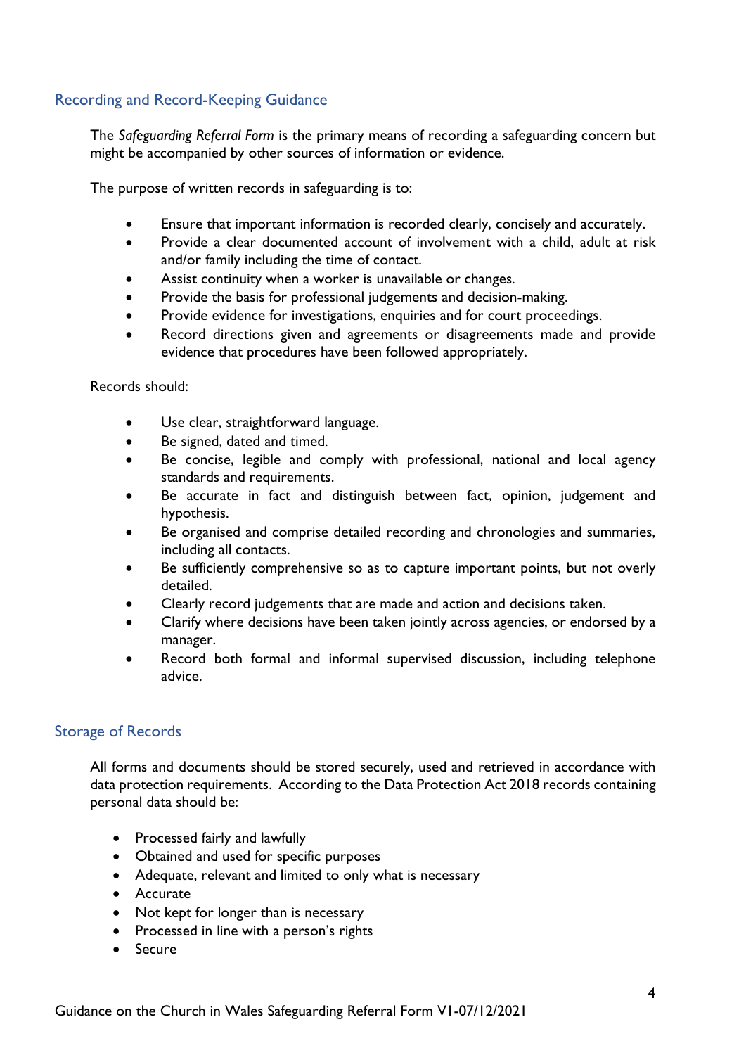## Recording and Record-Keeping Guidance

The *Safeguarding Referral Form* is the primary means of recording a safeguarding concern but might be accompanied by other sources of information or evidence.

The purpose of written records in safeguarding is to:

- Ensure that important information is recorded clearly, concisely and accurately.
- Provide a clear documented account of involvement with a child, adult at risk and/or family including the time of contact.
- Assist continuity when a worker is unavailable or changes.
- Provide the basis for professional judgements and decision-making.
- Provide evidence for investigations, enquiries and for court proceedings.
- Record directions given and agreements or disagreements made and provide evidence that procedures have been followed appropriately.

Records should:

- Use clear, straightforward language.
- Be signed, dated and timed.
- Be concise, legible and comply with professional, national and local agency standards and requirements.
- Be accurate in fact and distinguish between fact, opinion, judgement and hypothesis.
- Be organised and comprise detailed recording and chronologies and summaries, including all contacts.
- Be sufficiently comprehensive so as to capture important points, but not overly detailed.
- Clearly record judgements that are made and action and decisions taken.
- Clarify where decisions have been taken jointly across agencies, or endorsed by a manager.
- Record both formal and informal supervised discussion, including telephone advice.

## Storage of Records

All forms and documents should be stored securely, used and retrieved in accordance with data protection requirements. According to the Data Protection Act 2018 records containing personal data should be:

- Processed fairly and lawfully
- Obtained and used for specific purposes
- Adequate, relevant and limited to only what is necessary
- Accurate
- Not kept for longer than is necessary
- Processed in line with a person's rights
- Secure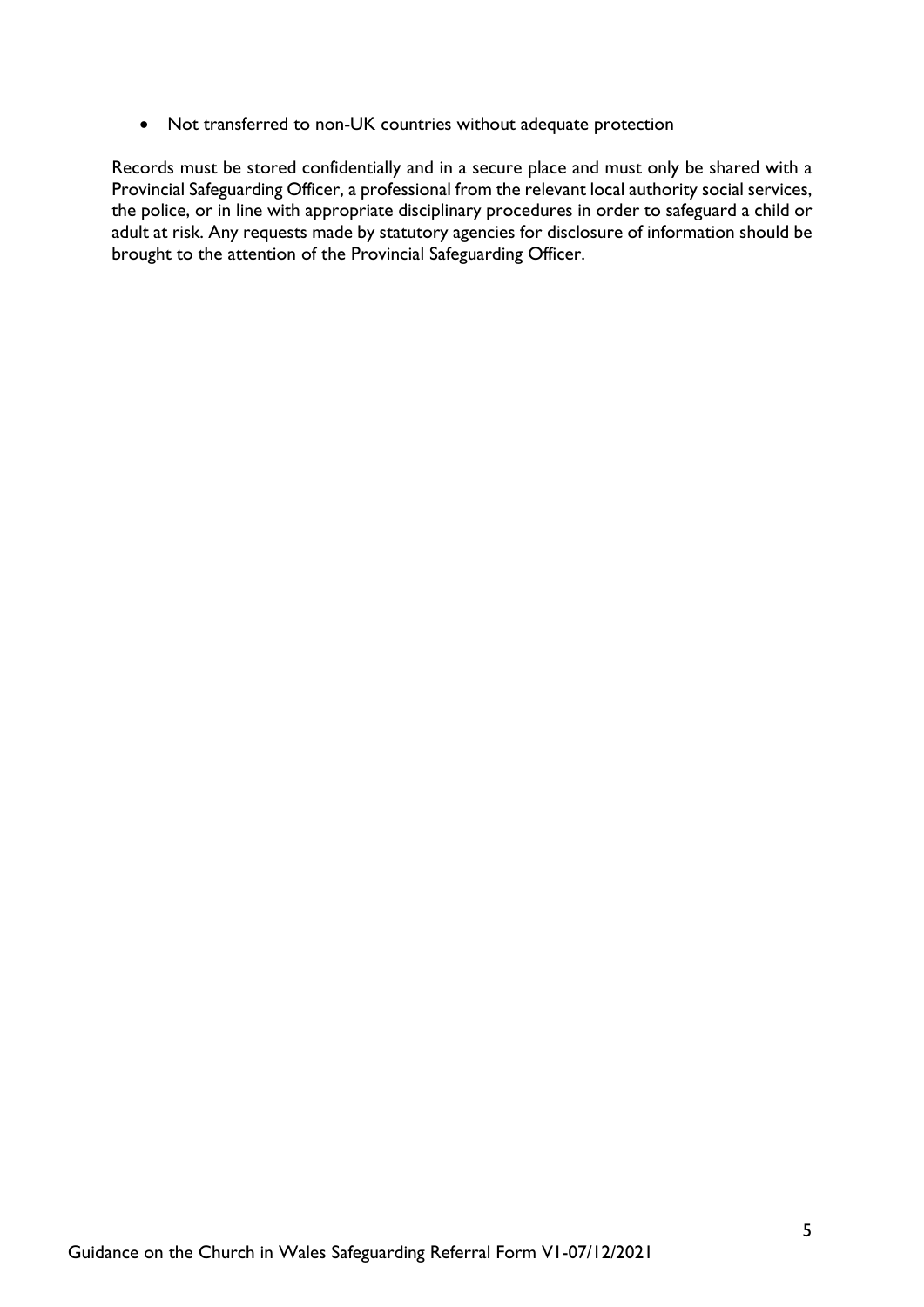- Not transferred to non-UK countries without adequate protection

Records must be stored confidentially and in a secure place and must only be shared with a Provincial Safeguarding Officer, a professional from the relevant local authority social services, the police, or in line with appropriate disciplinary procedures in order to safeguard a child or adult at risk. Any requests made by statutory agencies for disclosure of information should be brought to the attention of the Provincial Safeguarding Officer.